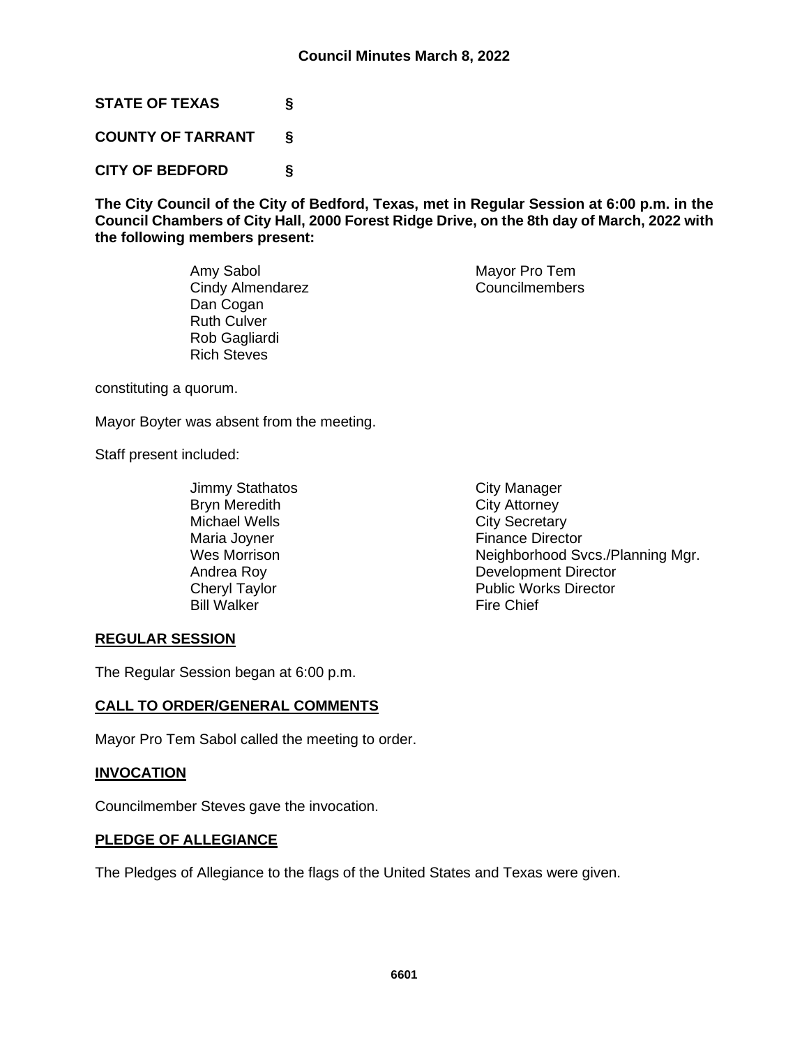# Council Minutes March 8, 2022

**STATE OF TEXAS §**

**COUNTY OF TARRANT §**

**CITY OF BEDFORD §**

**The City Council of the City of Bedford, Texas, met in Regular Session at 6:00 p.m. in the Council Chambers of City Hall, 2000 Forest Ridge Drive, on the 8th day of March, 2022 with the following members present:**

| | |
|---|---|
| Amy Sabol | Mayor Pro Tem |
| Cindy Almendarez | Councilmembers |
| Dan Cogan | |
| Ruth Culver | |
| Rob Gagliardi | |
| Rich Steves | |

constituting a quorum.

Mayor Boyter was absent from the meeting.

Staff present included:

| | |
|---|---|
| Jimmy Stathatos | City Manager |
| Bryn Meredith | City Attorney |
| Michael Wells | City Secretary |
| Maria Joyner | Finance Director |
| Wes Morrison | Neighborhood Svcs./Planning Mgr. |
| Andrea Roy | Development Director |
| Cheryl Taylor | Public Works Director |
| Bill Walker | Fire Chief |

## REGULAR SESSION

The Regular Session began at 6:00 p.m.

## CALL TO ORDER/GENERAL COMMENTS

Mayor Pro Tem Sabol called the meeting to order.

## INVOCATION

Councilmember Steves gave the invocation.

## PLEDGE OF ALLEGIANCE

The Pledges of Allegiance to the flags of the United States and Texas were given.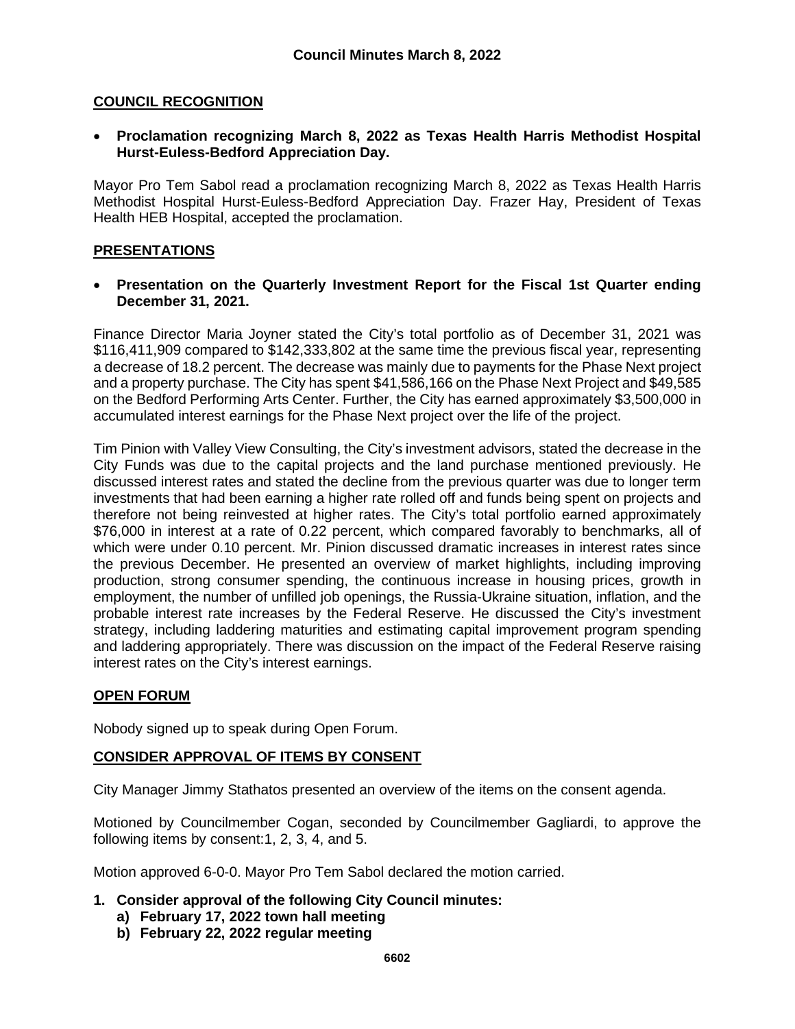## Council Minutes March 8, 2022

### COUNCIL RECOGNITION

- **Proclamation recognizing March 8, 2022 as Texas Health Harris Methodist Hospital Hurst-Euless-Bedford Appreciation Day.**

Mayor Pro Tem Sabol read a proclamation recognizing March 8, 2022 as Texas Health Harris Methodist Hospital Hurst-Euless-Bedford Appreciation Day. Frazer Hay, President of Texas Health HEB Hospital, accepted the proclamation.

### PRESENTATIONS

- **Presentation on the Quarterly Investment Report for the Fiscal 1st Quarter ending December 31, 2021.**

Finance Director Maria Joyner stated the City's total portfolio as of December 31, 2021 was $116,411,909 compared to $142,333,802 at the same time the previous fiscal year, representing a decrease of 18.2 percent. The decrease was mainly due to payments for the Phase Next project and a property purchase. The City has spent $41,586,166 on the Phase Next Project and $49,585 on the Bedford Performing Arts Center. Further, the City has earned approximately $3,500,000 in accumulated interest earnings for the Phase Next project over the life of the project.

Tim Pinion with Valley View Consulting, the City's investment advisors, stated the decrease in the City Funds was due to the capital projects and the land purchase mentioned previously. He discussed interest rates and stated the decline from the previous quarter was due to longer term investments that had been earning a higher rate rolled off and funds being spent on projects and therefore not being reinvested at higher rates. The City's total portfolio earned approximately $76,000 in interest at a rate of 0.22 percent, which compared favorably to benchmarks, all of which were under 0.10 percent. Mr. Pinion discussed dramatic increases in interest rates since the previous December. He presented an overview of market highlights, including improving production, strong consumer spending, the continuous increase in housing prices, growth in employment, the number of unfilled job openings, the Russia-Ukraine situation, inflation, and the probable interest rate increases by the Federal Reserve. He discussed the City's investment strategy, including laddering maturities and estimating capital improvement program spending and laddering appropriately. There was discussion on the impact of the Federal Reserve raising interest rates on the City's interest earnings.

### OPEN FORUM

Nobody signed up to speak during Open Forum.

### CONSIDER APPROVAL OF ITEMS BY CONSENT

City Manager Jimmy Stathatos presented an overview of the items on the consent agenda.

Motioned by Councilmember Cogan, seconded by Councilmember Gagliardi, to approve the following items by consent:1, 2, 3, 4, and 5.

Motion approved 6-0-0. Mayor Pro Tem Sabol declared the motion carried.

1. **Consider approval of the following City Council minutes:**
   a) **February 17, 2022 town hall meeting**
   b) **February 22, 2022 regular meeting**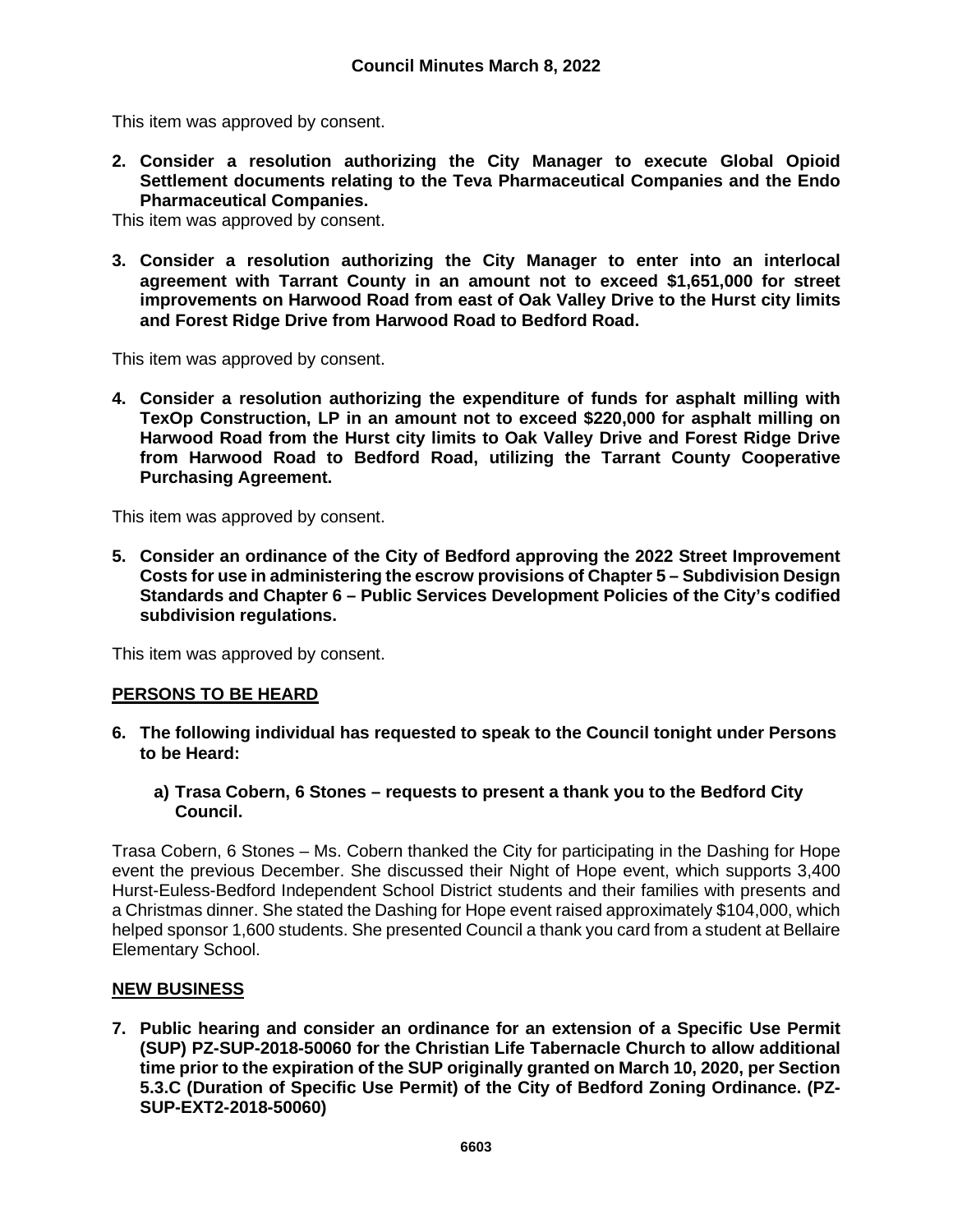This item was approved by consent.

**2. Consider a resolution authorizing the City Manager to execute Global Opioid Settlement documents relating to the Teva Pharmaceutical Companies and the Endo Pharmaceutical Companies.**

This item was approved by consent.

**3. Consider a resolution authorizing the City Manager to enter into an interlocal agreement with Tarrant County in an amount not to exceed $1,651,000 for street improvements on Harwood Road from east of Oak Valley Drive to the Hurst city limits and Forest Ridge Drive from Harwood Road to Bedford Road.**

This item was approved by consent.

**4. Consider a resolution authorizing the expenditure of funds for asphalt milling with TexOp Construction, LP in an amount not to exceed $220,000 for asphalt milling on Harwood Road from the Hurst city limits to Oak Valley Drive and Forest Ridge Drive from Harwood Road to Bedford Road, utilizing the Tarrant County Cooperative Purchasing Agreement.**

This item was approved by consent.

**5. Consider an ordinance of the City of Bedford approving the 2022 Street Improvement Costs for use in administering the escrow provisions of Chapter 5 – Subdivision Design Standards and Chapter 6 – Public Services Development Policies of the City's codified subdivision regulations.**

This item was approved by consent.

## PERSONS TO BE HEARD

**6. The following individual has requested to speak to the Council tonight under Persons to be Heard:**

**a) Trasa Cobern, 6 Stones – requests to present a thank you to the Bedford City Council.**

Trasa Cobern, 6 Stones – Ms. Cobern thanked the City for participating in the Dashing for Hope event the previous December. She discussed their Night of Hope event, which supports 3,400 Hurst-Euless-Bedford Independent School District students and their families with presents and a Christmas dinner. She stated the Dashing for Hope event raised approximately $104,000, which helped sponsor 1,600 students. She presented Council a thank you card from a student at Bellaire Elementary School.

## NEW BUSINESS

**7. Public hearing and consider an ordinance for an extension of a Specific Use Permit (SUP) PZ-SUP-2018-50060 for the Christian Life Tabernacle Church to allow additional time prior to the expiration of the SUP originally granted on March 10, 2020, per Section 5.3.C (Duration of Specific Use Permit) of the City of Bedford Zoning Ordinance. (PZ-SUP-EXT2-2018-50060)**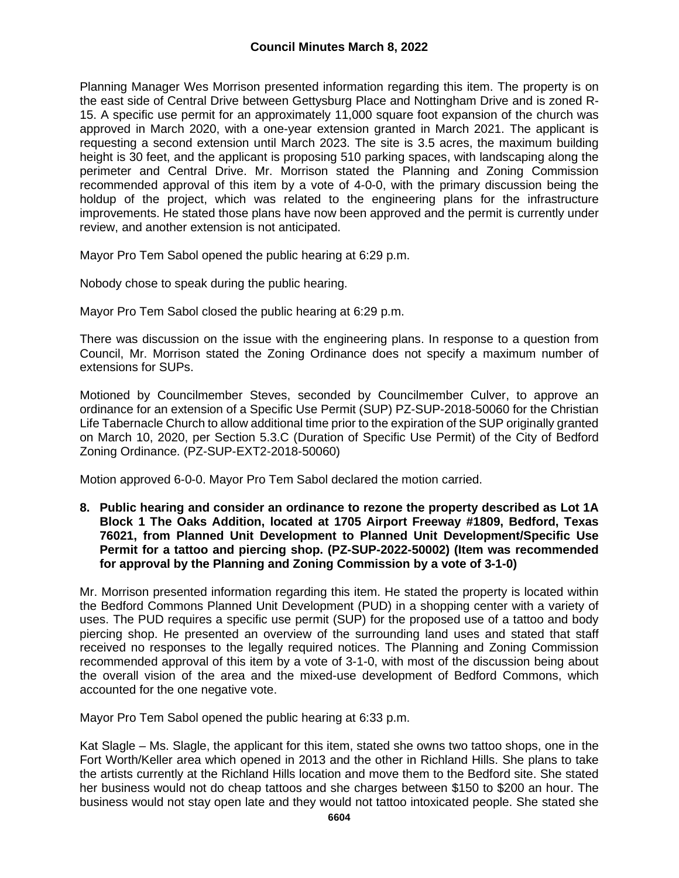Planning Manager Wes Morrison presented information regarding this item. The property is on the east side of Central Drive between Gettysburg Place and Nottingham Drive and is zoned R-15. A specific use permit for an approximately 11,000 square foot expansion of the church was approved in March 2020, with a one-year extension granted in March 2021. The applicant is requesting a second extension until March 2023. The site is 3.5 acres, the maximum building height is 30 feet, and the applicant is proposing 510 parking spaces, with landscaping along the perimeter and Central Drive. Mr. Morrison stated the Planning and Zoning Commission recommended approval of this item by a vote of 4-0-0, with the primary discussion being the holdup of the project, which was related to the engineering plans for the infrastructure improvements. He stated those plans have now been approved and the permit is currently under review, and another extension is not anticipated.

Mayor Pro Tem Sabol opened the public hearing at 6:29 p.m.

Nobody chose to speak during the public hearing.

Mayor Pro Tem Sabol closed the public hearing at 6:29 p.m.

There was discussion on the issue with the engineering plans. In response to a question from Council, Mr. Morrison stated the Zoning Ordinance does not specify a maximum number of extensions for SUPs.

Motioned by Councilmember Steves, seconded by Councilmember Culver, to approve an ordinance for an extension of a Specific Use Permit (SUP) PZ-SUP-2018-50060 for the Christian Life Tabernacle Church to allow additional time prior to the expiration of the SUP originally granted on March 10, 2020, per Section 5.3.C (Duration of Specific Use Permit) of the City of Bedford Zoning Ordinance. (PZ-SUP-EXT2-2018-50060)

Motion approved 6-0-0. Mayor Pro Tem Sabol declared the motion carried.

**8. Public hearing and consider an ordinance to rezone the property described as Lot 1A Block 1 The Oaks Addition, located at 1705 Airport Freeway #1809, Bedford, Texas 76021, from Planned Unit Development to Planned Unit Development/Specific Use Permit for a tattoo and piercing shop. (PZ-SUP-2022-50002) (Item was recommended for approval by the Planning and Zoning Commission by a vote of 3-1-0)**

Mr. Morrison presented information regarding this item. He stated the property is located within the Bedford Commons Planned Unit Development (PUD) in a shopping center with a variety of uses. The PUD requires a specific use permit (SUP) for the proposed use of a tattoo and body piercing shop. He presented an overview of the surrounding land uses and stated that staff received no responses to the legally required notices. The Planning and Zoning Commission recommended approval of this item by a vote of 3-1-0, with most of the discussion being about the overall vision of the area and the mixed-use development of Bedford Commons, which accounted for the one negative vote.

Mayor Pro Tem Sabol opened the public hearing at 6:33 p.m.

Kat Slagle – Ms. Slagle, the applicant for this item, stated she owns two tattoo shops, one in the Fort Worth/Keller area which opened in 2013 and the other in Richland Hills. She plans to take the artists currently at the Richland Hills location and move them to the Bedford site. She stated her business would not do cheap tattoos and she charges between $150 to $200 an hour. The business would not stay open late and they would not tattoo intoxicated people. She stated she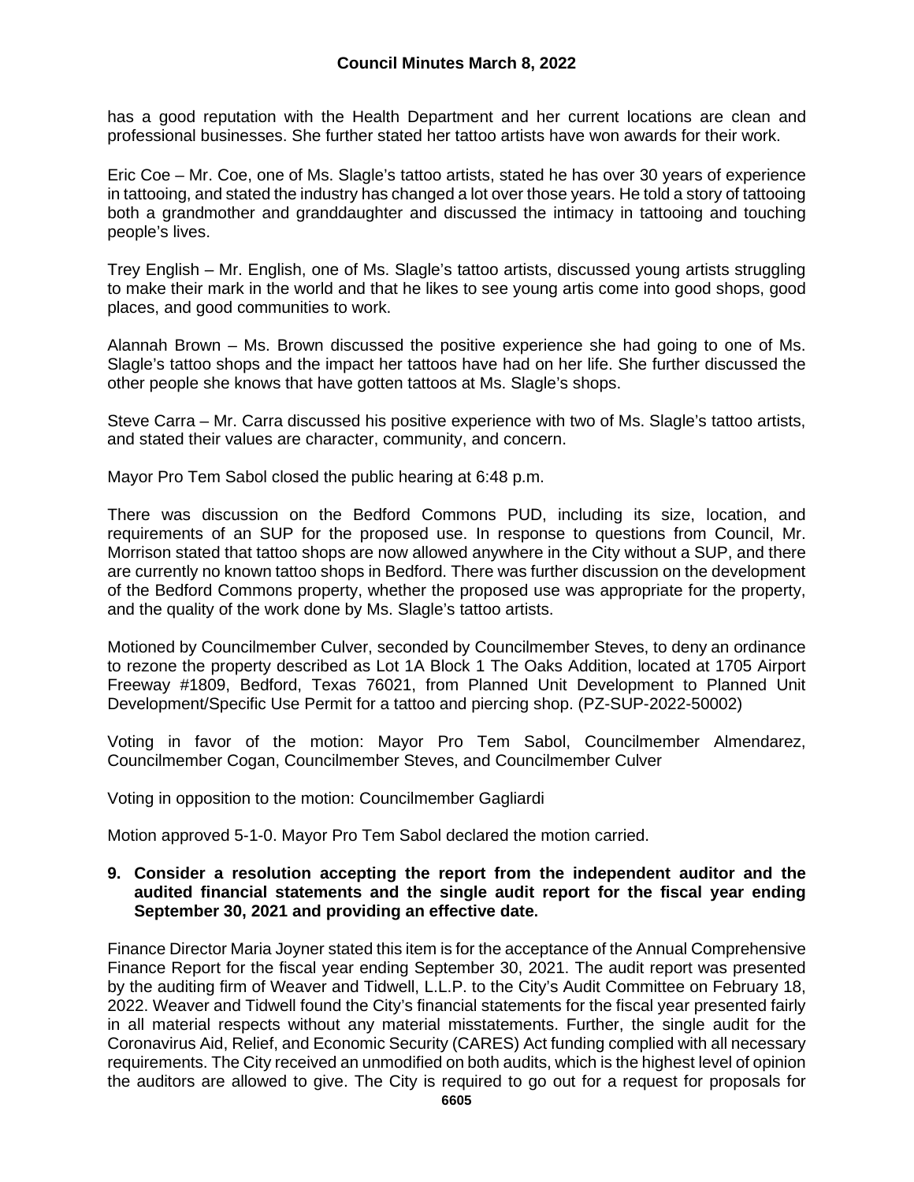has a good reputation with the Health Department and her current locations are clean and professional businesses. She further stated her tattoo artists have won awards for their work.

Eric Coe – Mr. Coe, one of Ms. Slagle's tattoo artists, stated he has over 30 years of experience in tattooing, and stated the industry has changed a lot over those years. He told a story of tattooing both a grandmother and granddaughter and discussed the intimacy in tattooing and touching people's lives.

Trey English – Mr. English, one of Ms. Slagle's tattoo artists, discussed young artists struggling to make their mark in the world and that he likes to see young artis come into good shops, good places, and good communities to work.

Alannah Brown – Ms. Brown discussed the positive experience she had going to one of Ms. Slagle's tattoo shops and the impact her tattoos have had on her life. She further discussed the other people she knows that have gotten tattoos at Ms. Slagle's shops.

Steve Carra – Mr. Carra discussed his positive experience with two of Ms. Slagle's tattoo artists, and stated their values are character, community, and concern.

Mayor Pro Tem Sabol closed the public hearing at 6:48 p.m.

There was discussion on the Bedford Commons PUD, including its size, location, and requirements of an SUP for the proposed use. In response to questions from Council, Mr. Morrison stated that tattoo shops are now allowed anywhere in the City without a SUP, and there are currently no known tattoo shops in Bedford. There was further discussion on the development of the Bedford Commons property, whether the proposed use was appropriate for the property, and the quality of the work done by Ms. Slagle's tattoo artists.

Motioned by Councilmember Culver, seconded by Councilmember Steves, to deny an ordinance to rezone the property described as Lot 1A Block 1 The Oaks Addition, located at 1705 Airport Freeway #1809, Bedford, Texas 76021, from Planned Unit Development to Planned Unit Development/Specific Use Permit for a tattoo and piercing shop. (PZ-SUP-2022-50002)

Voting in favor of the motion: Mayor Pro Tem Sabol, Councilmember Almendarez, Councilmember Cogan, Councilmember Steves, and Councilmember Culver

Voting in opposition to the motion: Councilmember Gagliardi

Motion approved 5-1-0. Mayor Pro Tem Sabol declared the motion carried.

**9. Consider a resolution accepting the report from the independent auditor and the audited financial statements and the single audit report for the fiscal year ending September 30, 2021 and providing an effective date.**

Finance Director Maria Joyner stated this item is for the acceptance of the Annual Comprehensive Finance Report for the fiscal year ending September 30, 2021. The audit report was presented by the auditing firm of Weaver and Tidwell, L.L.P. to the City's Audit Committee on February 18, 2022. Weaver and Tidwell found the City's financial statements for the fiscal year presented fairly in all material respects without any material misstatements. Further, the single audit for the Coronavirus Aid, Relief, and Economic Security (CARES) Act funding complied with all necessary requirements. The City received an unmodified on both audits, which is the highest level of opinion the auditors are allowed to give. The City is required to go out for a request for proposals for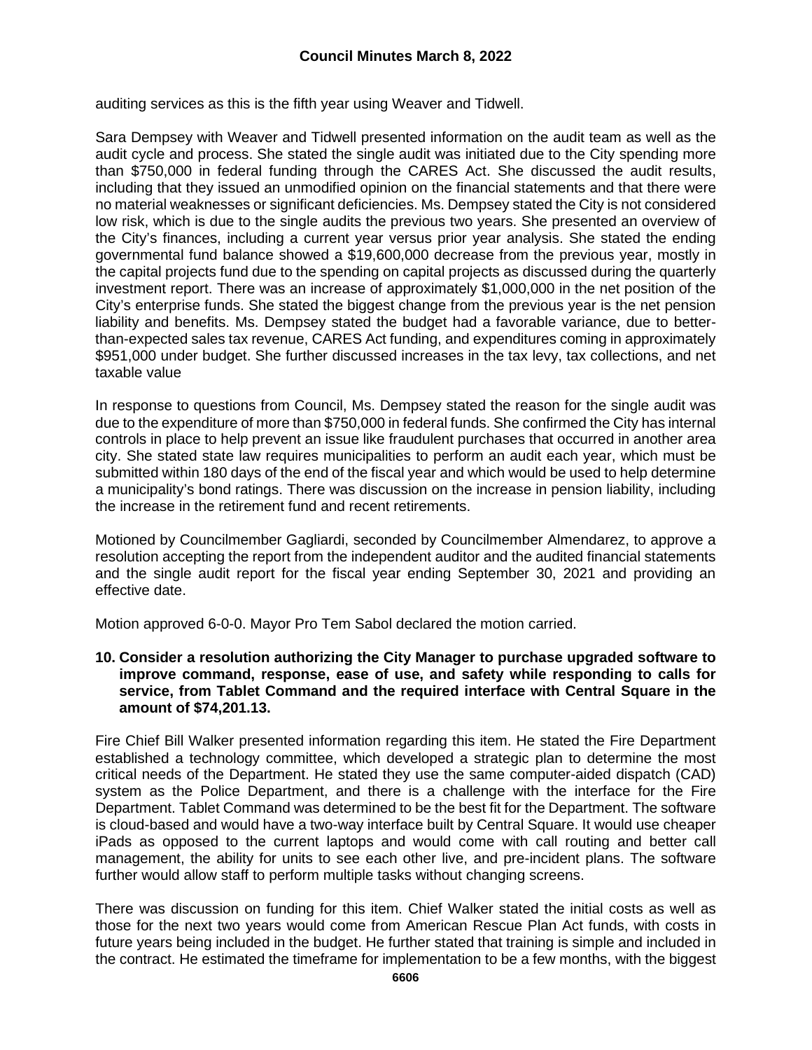auditing services as this is the fifth year using Weaver and Tidwell.

Sara Dempsey with Weaver and Tidwell presented information on the audit team as well as the audit cycle and process. She stated the single audit was initiated due to the City spending more than $750,000 in federal funding through the CARES Act. She discussed the audit results, including that they issued an unmodified opinion on the financial statements and that there were no material weaknesses or significant deficiencies. Ms. Dempsey stated the City is not considered low risk, which is due to the single audits the previous two years. She presented an overview of the City's finances, including a current year versus prior year analysis. She stated the ending governmental fund balance showed a $19,600,000 decrease from the previous year, mostly in the capital projects fund due to the spending on capital projects as discussed during the quarterly investment report. There was an increase of approximately $1,000,000 in the net position of the City's enterprise funds. She stated the biggest change from the previous year is the net pension liability and benefits. Ms. Dempsey stated the budget had a favorable variance, due to better-than-expected sales tax revenue, CARES Act funding, and expenditures coming in approximately $951,000 under budget. She further discussed increases in the tax levy, tax collections, and net taxable value

In response to questions from Council, Ms. Dempsey stated the reason for the single audit was due to the expenditure of more than $750,000 in federal funds. She confirmed the City has internal controls in place to help prevent an issue like fraudulent purchases that occurred in another area city. She stated state law requires municipalities to perform an audit each year, which must be submitted within 180 days of the end of the fiscal year and which would be used to help determine a municipality's bond ratings. There was discussion on the increase in pension liability, including the increase in the retirement fund and recent retirements.

Motioned by Councilmember Gagliardi, seconded by Councilmember Almendarez, to approve a resolution accepting the report from the independent auditor and the audited financial statements and the single audit report for the fiscal year ending September 30, 2021 and providing an effective date.

Motion approved 6-0-0. Mayor Pro Tem Sabol declared the motion carried.

**10. Consider a resolution authorizing the City Manager to purchase upgraded software to improve command, response, ease of use, and safety while responding to calls for service, from Tablet Command and the required interface with Central Square in the amount of $74,201.13.**

Fire Chief Bill Walker presented information regarding this item. He stated the Fire Department established a technology committee, which developed a strategic plan to determine the most critical needs of the Department. He stated they use the same computer-aided dispatch (CAD) system as the Police Department, and there is a challenge with the interface for the Fire Department. Tablet Command was determined to be the best fit for the Department. The software is cloud-based and would have a two-way interface built by Central Square. It would use cheaper iPads as opposed to the current laptops and would come with call routing and better call management, the ability for units to see each other live, and pre-incident plans. The software further would allow staff to perform multiple tasks without changing screens.

There was discussion on funding for this item. Chief Walker stated the initial costs as well as those for the next two years would come from American Rescue Plan Act funds, with costs in future years being included in the budget. He further stated that training is simple and included in the contract. He estimated the timeframe for implementation to be a few months, with the biggest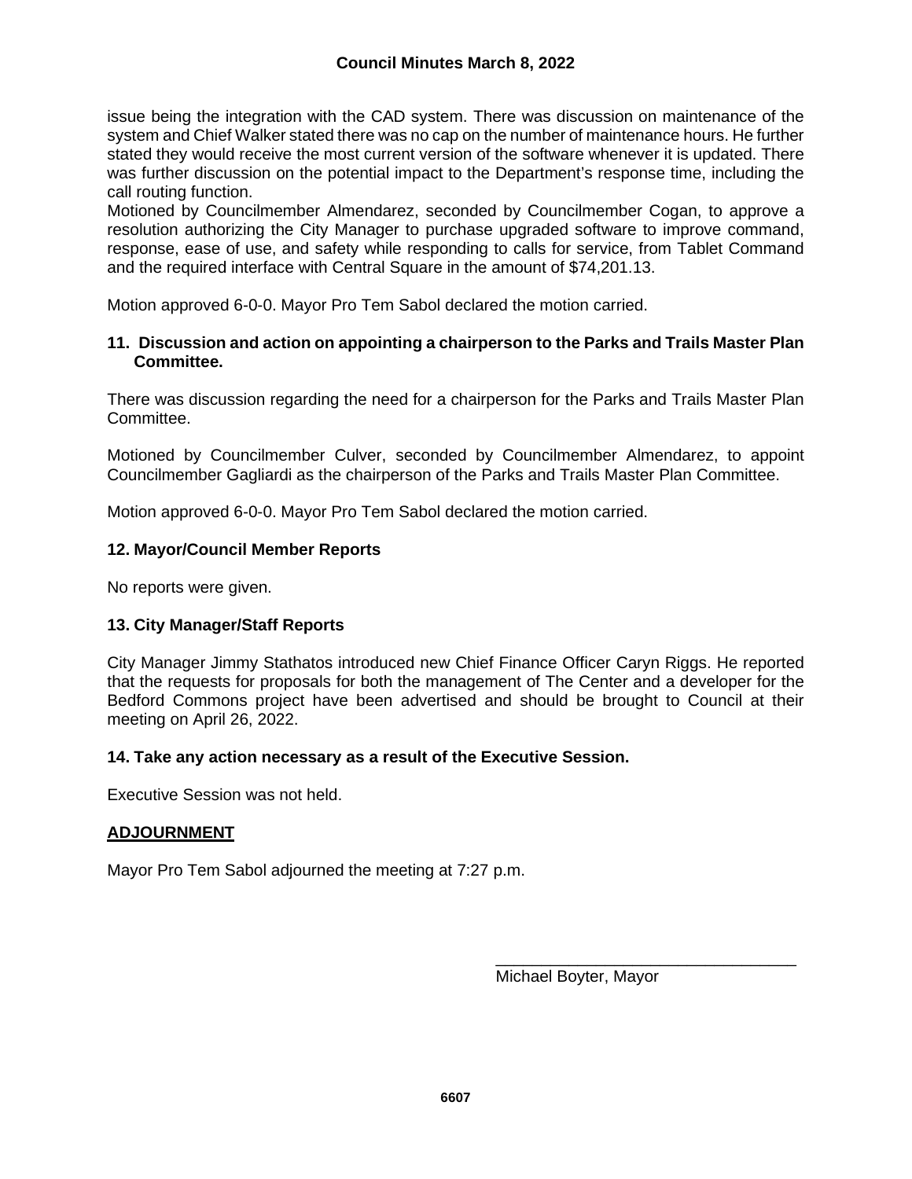issue being the integration with the CAD system. There was discussion on maintenance of the system and Chief Walker stated there was no cap on the number of maintenance hours. He further stated they would receive the most current version of the software whenever it is updated. There was further discussion on the potential impact to the Department's response time, including the call routing function.

Motioned by Councilmember Almendarez, seconded by Councilmember Cogan, to approve a resolution authorizing the City Manager to purchase upgraded software to improve command, response, ease of use, and safety while responding to calls for service, from Tablet Command and the required interface with Central Square in the amount of $74,201.13.

Motion approved 6-0-0. Mayor Pro Tem Sabol declared the motion carried.

**11. Discussion and action on appointing a chairperson to the Parks and Trails Master Plan Committee.**

There was discussion regarding the need for a chairperson for the Parks and Trails Master Plan Committee.

Motioned by Councilmember Culver, seconded by Councilmember Almendarez, to appoint Councilmember Gagliardi as the chairperson of the Parks and Trails Master Plan Committee.

Motion approved 6-0-0. Mayor Pro Tem Sabol declared the motion carried.

**12. Mayor/Council Member Reports**

No reports were given.

**13. City Manager/Staff Reports**

City Manager Jimmy Stathatos introduced new Chief Finance Officer Caryn Riggs. He reported that the requests for proposals for both the management of The Center and a developer for the Bedford Commons project have been advertised and should be brought to Council at their meeting on April 26, 2022.

**14. Take any action necessary as a result of the Executive Session.**

Executive Session was not held.

**ADJOURNMENT**

Mayor Pro Tem Sabol adjourned the meeting at 7:27 p.m.

\_\_\_\_\_\_\_\_\_\_\_\_\_\_\_\_\_\_\_\_\_\_\_\_\_\_\_\_\_\_\_\_\_\_

Michael Boyter, Mayor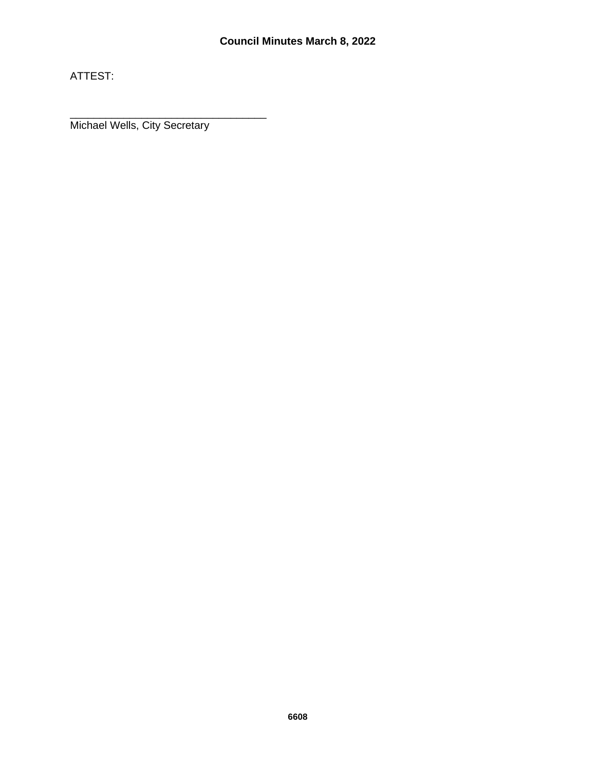ATTEST:

\_\_\_\_\_\_\_\_\_\_\_\_\_\_\_\_\_\_\_\_\_\_\_\_\_\_\_\_\_\_\_\_\_\_

Michael Wells, City Secretary